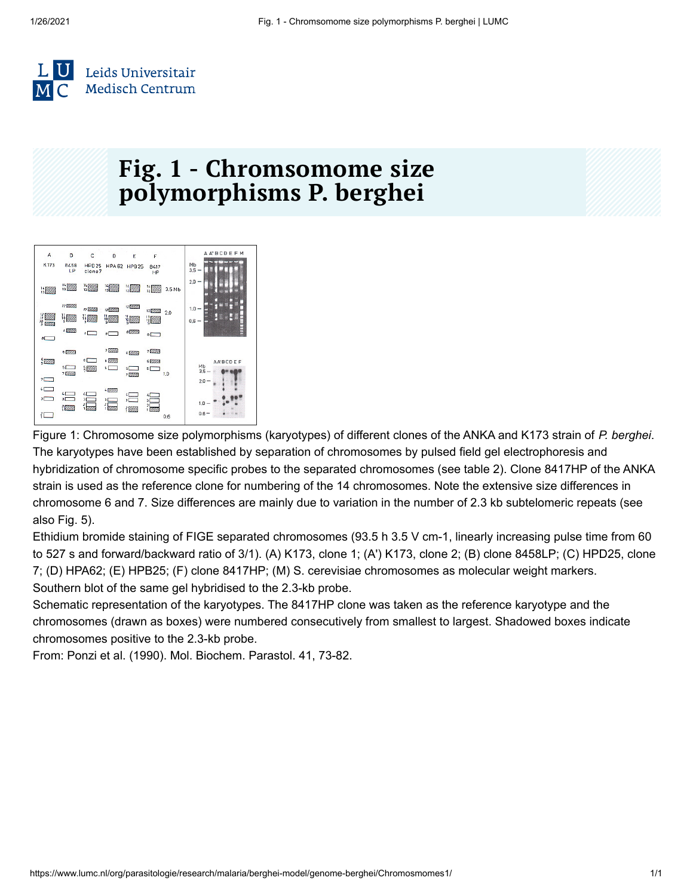# Fig. 1 - Chromsomome size polymorphisms P. berghei

Figure 1: Chromosome size polymorphisms (karyotypes) of different clones of the ANKA and K173 strain of *P. berghei*. The karyotypes have been established by separation of chromosomes by pulsed field gel electrophoresis and hybridization of chromosome specific probes to the separated chromosomes (see table 2). Clone 8417HP of the ANKA strain is used as the reference clone for numbering of the 14 chromosomes. Note the extensive size differences in chromosome 6 and 7. Size differences are mainly due to variation in the number of 2.3 kb subtelomeric repeats (see also Fig. 5).

Ethidium bromide staining of FIGE separated chromosomes (93.5 h 3.5 V cm-1, linearly increasing pulse time from 60 to 527 s and forward/backward ratio of 3/1). (A) K173, clone 1; (A') K173, clone 2; (B) clone 8458LP; (C) HPD25, clone 7; (D) HPA62; (E) HPB25; (F) clone 8417HP; (M) S. cerevisiae chromosomes as molecular weight markers.

Southern blot of the same gel hybridised to the 2.3-kb probe.

Schematic representation of the karyotypes. The 8417HP clone was taken as the reference karyotype and the chromosomes (drawn as boxes) were numbered consecutively from smallest to largest. Shadowed boxes indicate chromosomes positive to the 2.3-kb probe.

From: Ponzi et al. (1990). Mol. Biochem. Parastol. 41, 73-82.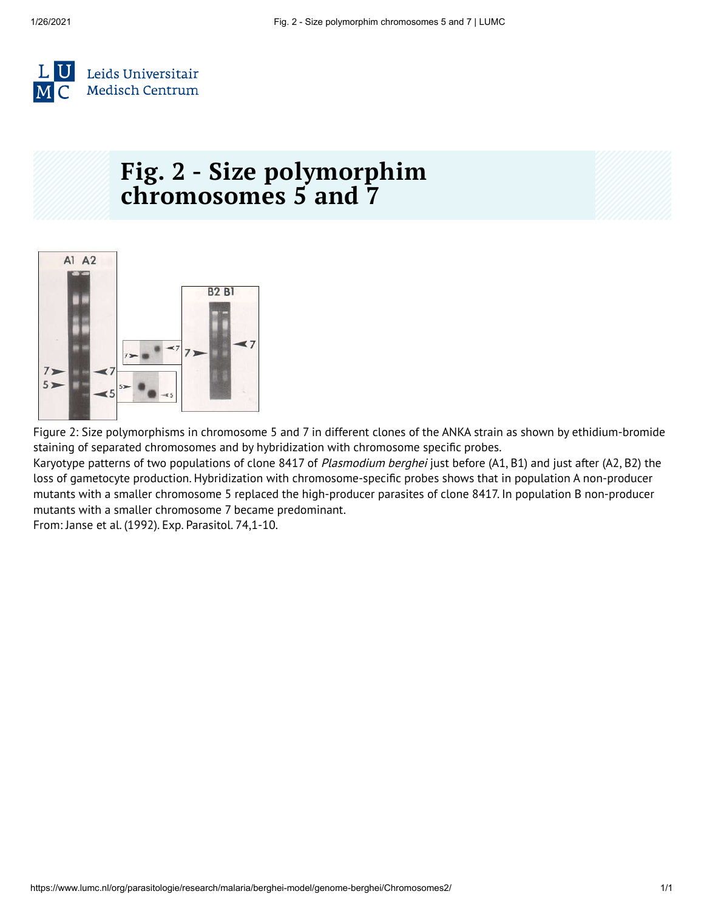# Fig. 2 - Size polymorphim chromosomes 5 and 7

Figure 2: Size polymorphisms in chromosome 5 and 7 in different clones of the ANKA strain as shown by ethidium-bromide staining of separated chromosomes and by hybridization with chromosome specific probes.
Karyotype patterns of two populations of clone 8417 of *Plasmodium berghei* just before (A1, B1) and just after (A2, B2) the loss of gametocyte production. Hybridization with chromosome-specific probes shows that in population A non-producer mutants with a smaller chromosome 5 replaced the high-producer parasites of clone 8417. In population B non-producer mutants with a smaller chromosome 7 became predominant.
From: Janse et al. (1992). Exp. Parasitol. 74,1-10.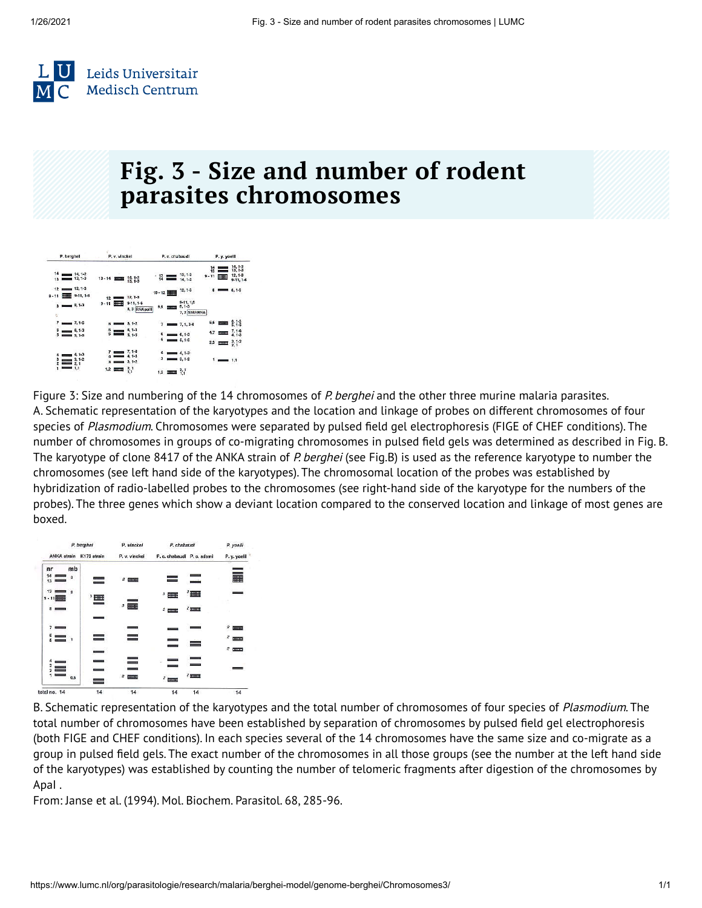# Fig. 3 - Size and number of rodent parasites chromosomes

Figure 3: Size and numbering of the 14 chromosomes of *P. berghei* and the other three murine malaria parasites.
A. Schematic representation of the karyotypes and the location and linkage of probes on different chromosomes of four species of *Plasmodium*. Chromosomes were separated by pulsed field gel electrophoresis (FIGE of CHEF conditions). The number of chromosomes in groups of co-migrating chromosomes in pulsed field gels was determined as described in Fig. B. The karyotype of clone 8417 of the ANKA strain of *P. berghei* (see Fig.B) is used as the reference karyotype to number the chromosomes (see left hand side of the karyotypes). The chromosomal location of the probes was established by hybridization of radio-labelled probes to the chromosomes (see right-hand side of the karyotype for the numbers of the probes). The three genes which show a deviant location compared to the conserved location and linkage of most genes are boxed.

B. Schematic representation of the karyotypes and the total number of chromosomes of four species of *Plasmodium*. The total number of chromosomes have been established by separation of chromosomes by pulsed field gel electrophoresis (both FIGE and CHEF conditions). In each species several of the 14 chromosomes have the same size and co-migrate as a group in pulsed field gels. The exact number of the chromosomes in all those groups (see the number at the left hand side of the karyotypes) was established by counting the number of telomeric fragments after digestion of the chromosomes by ApaI .
From: Janse et al. (1994). Mol. Biochem. Parasitol. 68, 285-96.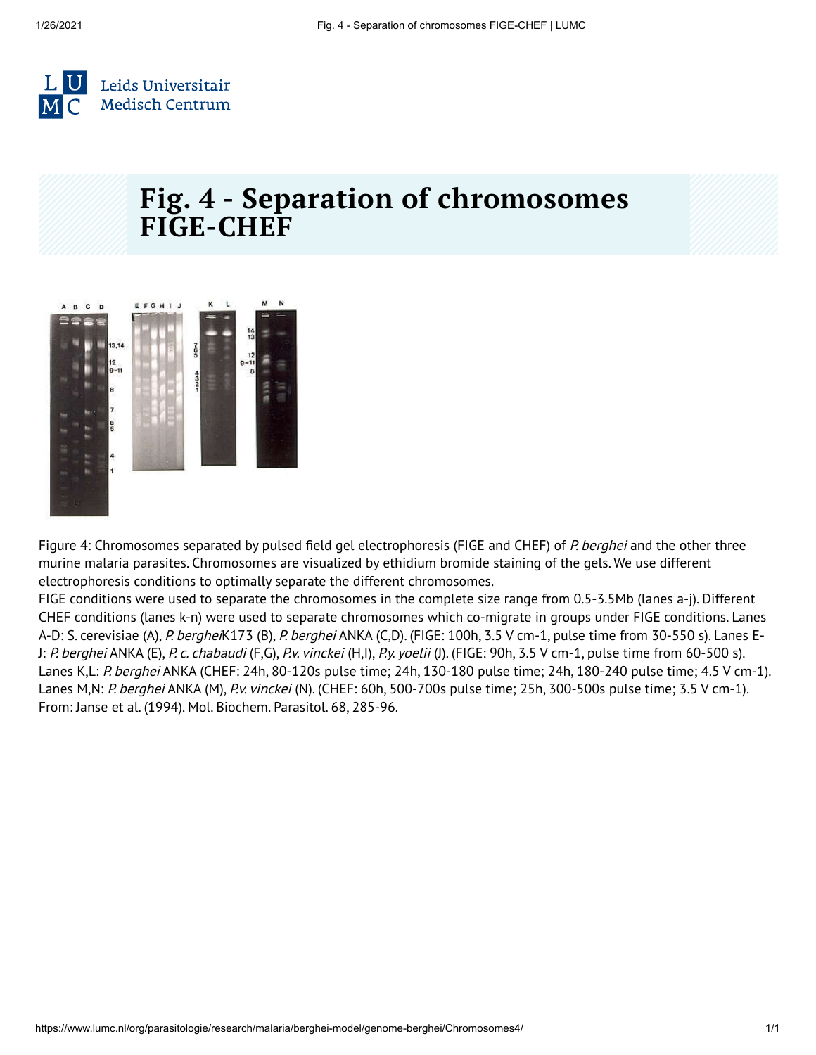# Fig. 4 - Separation of chromosomes FIGE-CHEF

Figure 4: Chromosomes separated by pulsed field gel electrophoresis (FIGE and CHEF) of *P. berghei* and the other three murine malaria parasites. Chromosomes are visualized by ethidium bromide staining of the gels. We use different electrophoresis conditions to optimally separate the different chromosomes.

FIGE conditions were used to separate the chromosomes in the complete size range from 0.5-3.5Mb (lanes a-j). Different CHEF conditions (lanes k-n) were used to separate chromosomes which co-migrate in groups under FIGE conditions. Lanes A-D: S. cerevisiae (A), *P. berghei*K173 (B), *P. berghei* ANKA (C,D). (FIGE: 100h, 3.5 V cm-1, pulse time from 30-550 s). Lanes E-J: *P. berghei* ANKA (E), *P. c. chabaudi* (F,G), *P.v. vinckei* (H,I), *P.y. yoelii* (J). (FIGE: 90h, 3.5 V cm-1, pulse time from 60-500 s). Lanes K,L: *P. berghei* ANKA (CHEF: 24h, 80-120s pulse time; 24h, 130-180 pulse time; 24h, 180-240 pulse time; 4.5 V cm-1). Lanes M,N: *P. berghei* ANKA (M), *P.v. vinckei* (N). (CHEF: 60h, 500-700s pulse time; 25h, 300-500s pulse time; 3.5 V cm-1). From: Janse et al. (1994). Mol. Biochem. Parasitol. 68, 285-96.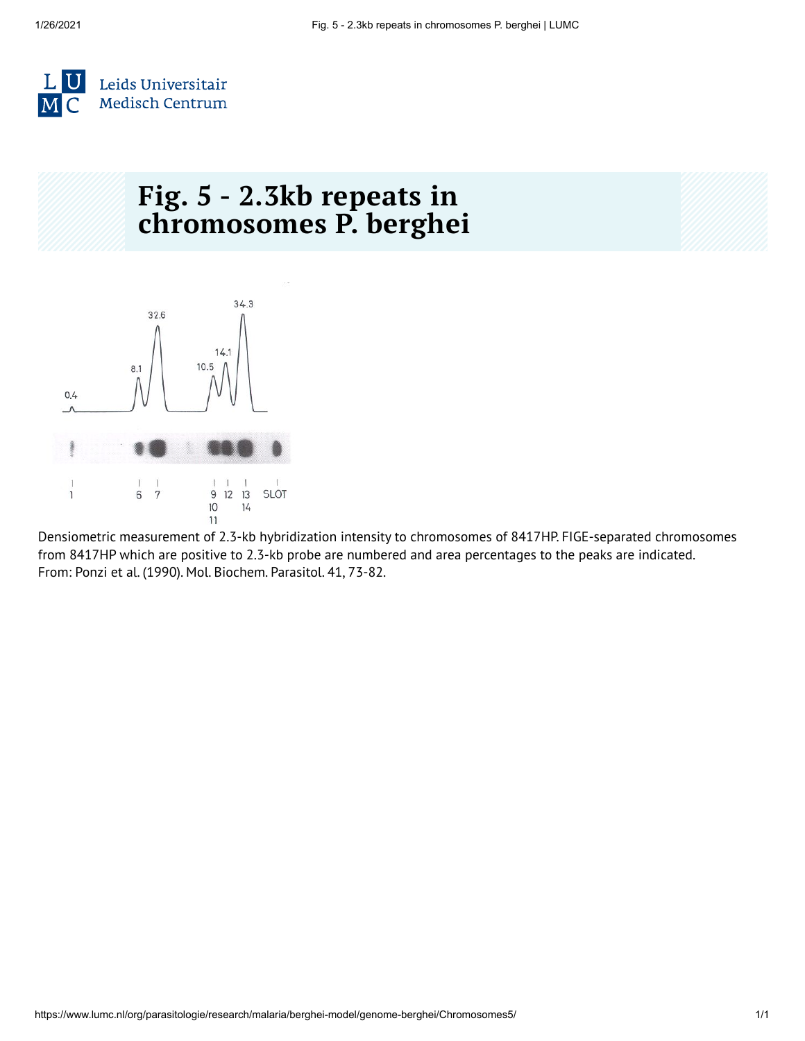# Fig. 5 - 2.3kb repeats in chromosomes P. berghei

34.3

32.6

14.1

8.1

10.5

0.4

1

6 7

9 10 11

12

13 14

SLOT

Densiometric measurement of 2.3-kb hybridization intensity to chromosomes of 8417HP. FIGE-separated chromosomes from 8417HP which are positive to 2.3-kb probe are numbered and area percentages to the peaks are indicated.
From: Ponzi et al. (1990). Mol. Biochem. Parasitol. 41, 73-82.